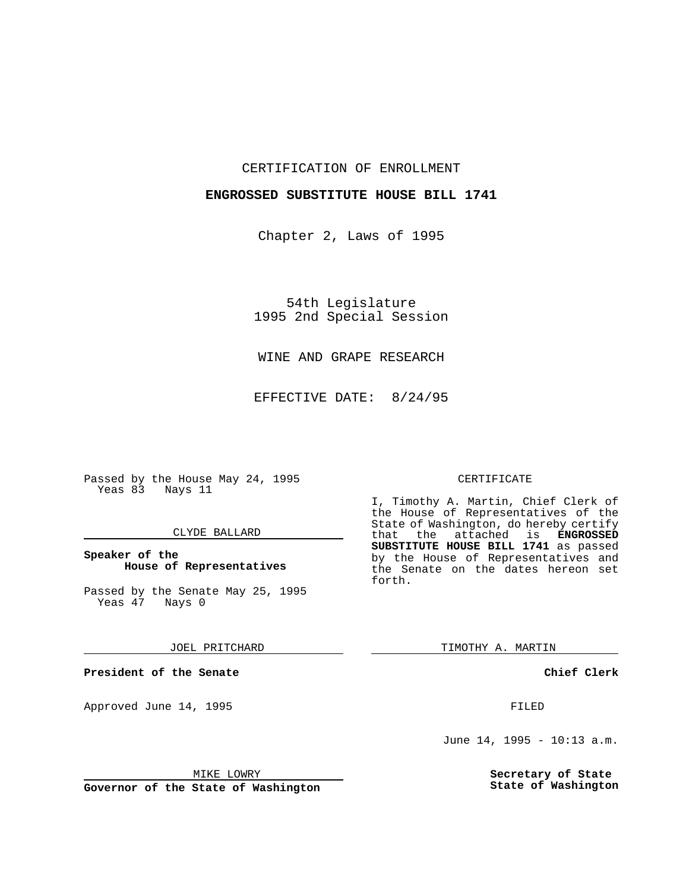CERTIFICATION OF ENROLLMENT

**ENGROSSED SUBSTITUTE HOUSE BILL 1741**

Chapter 2, Laws of 1995

54th Legislature
1995 2nd Special Session

WINE AND GRAPE RESEARCH

EFFECTIVE DATE: 8/24/95

Passed by the House May 24, 1995
Yeas 83 Nays 11

CLYDE BALLARD

**Speaker of the House of Representatives**

Passed by the Senate May 25, 1995
Yeas 47 Nays 0

JOEL PRITCHARD

**President of the Senate**

Approved June 14, 1995

MIKE LOWRY

**Governor of the State of Washington**

CERTIFICATE

I, Timothy A. Martin, Chief Clerk of the House of Representatives of the State of Washington, do hereby certify that the attached is **ENGROSSED SUBSTITUTE HOUSE BILL 1741** as passed by the House of Representatives and the Senate on the dates hereon set forth.

TIMOTHY A. MARTIN

**Chief Clerk**

FILED

June 14, 1995 - 10:13 a.m.

**Secretary of State**
**State of Washington**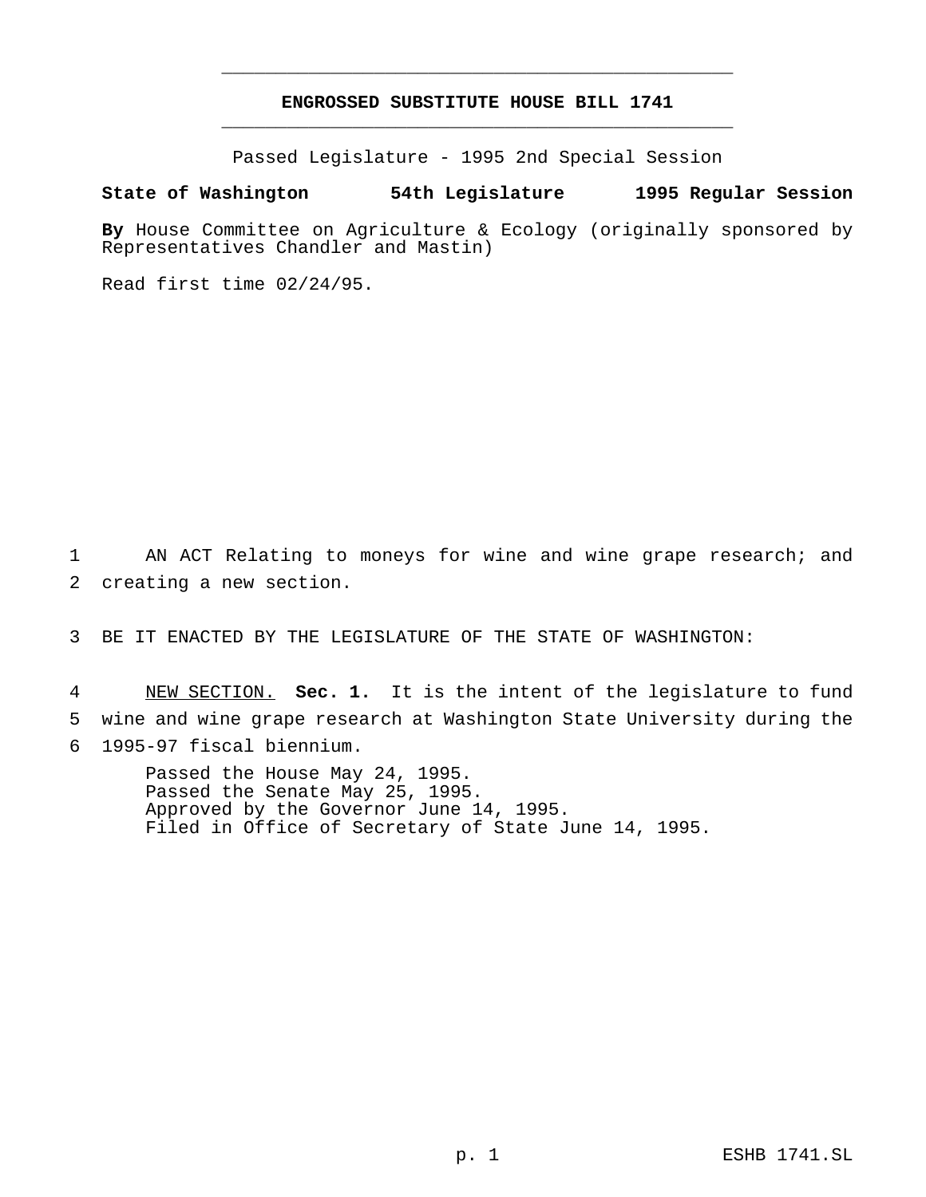## ENGROSSED SUBSTITUTE HOUSE BILL 1741

Passed Legislature - 1995 2nd Special Session

**State of Washington 54th Legislature 1995 Regular Session**

**By** House Committee on Agriculture & Ecology (originally sponsored by Representatives Chandler and Mastin)

Read first time 02/24/95.

AN ACT Relating to moneys for wine and wine grape research; and creating a new section.

BE IT ENACTED BY THE LEGISLATURE OF THE STATE OF WASHINGTON:

NEW SECTION. **Sec. 1.** It is the intent of the legislature to fund wine and wine grape research at Washington State University during the 1995-97 fiscal biennium.

Passed the House May 24, 1995.
Passed the Senate May 25, 1995.
Approved by the Governor June 14, 1995.
Filed in Office of Secretary of State June 14, 1995.